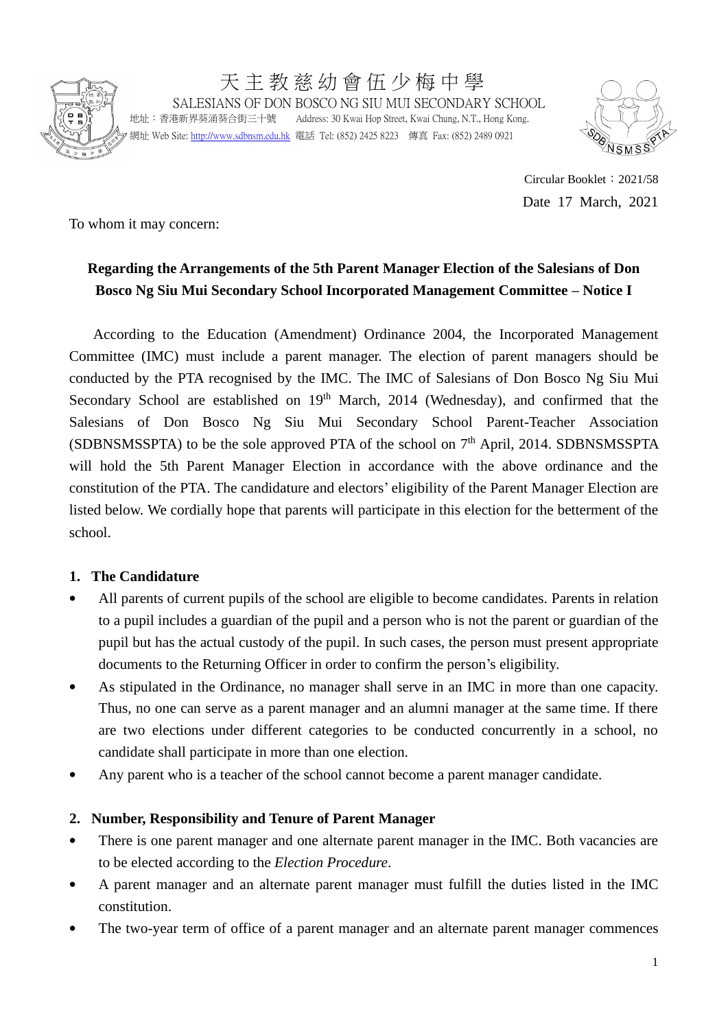天主教慈幼會伍少梅中學

SALESIANS OF DON BOSCO NG SIU MUI SECONDARY SCHOOL

地址：香港新界葵涌葵合街三十號　Address: 30 Kwai Hop Street, Kwai Chung, N.T., Hong Kong.

網址 Web Site: http://www.sdbnsm.edu.hk　電話 Tel: (852) 2425 8223　傳真 Fax: (852) 2489 0921

Circular Booklet：2021/58

Date 17 March, 2021

To whom it may concern:

**Regarding the Arrangements of the 5th Parent Manager Election of the Salesians of Don Bosco Ng Siu Mui Secondary School Incorporated Management Committee – Notice I**

According to the Education (Amendment) Ordinance 2004, the Incorporated Management Committee (IMC) must include a parent manager. The election of parent managers should be conducted by the PTA recognised by the IMC. The IMC of Salesians of Don Bosco Ng Siu Mui Secondary School are established on 19th March, 2014 (Wednesday), and confirmed that the Salesians of Don Bosco Ng Siu Mui Secondary School Parent-Teacher Association (SDBNSMSSPTA) to be the sole approved PTA of the school on 7th April, 2014. SDBNSMSSPTA will hold the 5th Parent Manager Election in accordance with the above ordinance and the constitution of the PTA. The candidature and electors' eligibility of the Parent Manager Election are listed below. We cordially hope that parents will participate in this election for the betterment of the school.

**1. The Candidature**

- All parents of current pupils of the school are eligible to become candidates. Parents in relation to a pupil includes a guardian of the pupil and a person who is not the parent or guardian of the pupil but has the actual custody of the pupil. In such cases, the person must present appropriate documents to the Returning Officer in order to confirm the person's eligibility.
- As stipulated in the Ordinance, no manager shall serve in an IMC in more than one capacity. Thus, no one can serve as a parent manager and an alumni manager at the same time. If there are two elections under different categories to be conducted concurrently in a school, no candidate shall participate in more than one election.
- Any parent who is a teacher of the school cannot become a parent manager candidate.

**2. Number, Responsibility and Tenure of Parent Manager**

- There is one parent manager and one alternate parent manager in the IMC. Both vacancies are to be elected according to the *Election Procedure*.
- A parent manager and an alternate parent manager must fulfill the duties listed in the IMC constitution.
- The two-year term of office of a parent manager and an alternate parent manager commences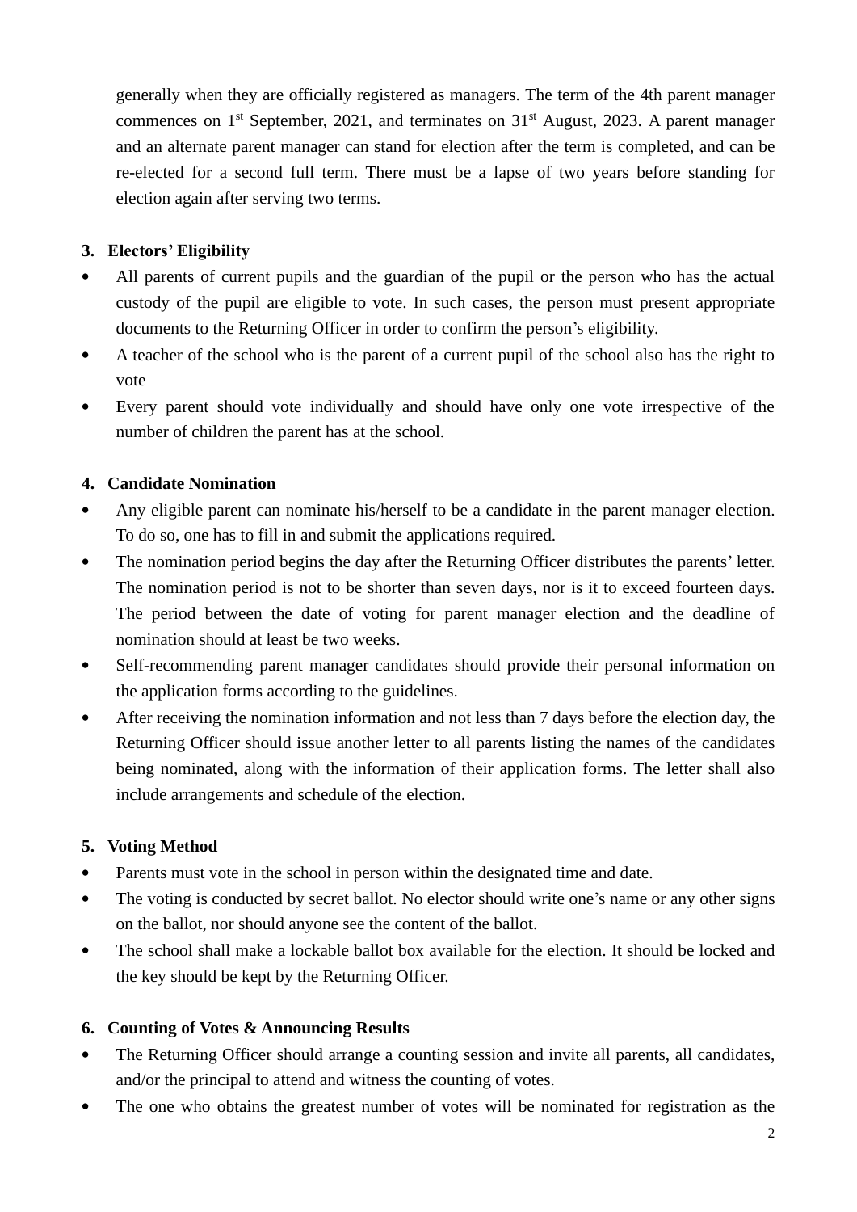generally when they are officially registered as managers. The term of the 4th parent manager commences on 1st September, 2021, and terminates on 31st August, 2023. A parent manager and an alternate parent manager can stand for election after the term is completed, and can be re-elected for a second full term. There must be a lapse of two years before standing for election again after serving two terms.

**3. Electors' Eligibility**

- All parents of current pupils and the guardian of the pupil or the person who has the actual custody of the pupil are eligible to vote. In such cases, the person must present appropriate documents to the Returning Officer in order to confirm the person's eligibility.
- A teacher of the school who is the parent of a current pupil of the school also has the right to vote
- Every parent should vote individually and should have only one vote irrespective of the number of children the parent has at the school.

**4. Candidate Nomination**

- Any eligible parent can nominate his/herself to be a candidate in the parent manager election. To do so, one has to fill in and submit the applications required.
- The nomination period begins the day after the Returning Officer distributes the parents' letter. The nomination period is not to be shorter than seven days, nor is it to exceed fourteen days. The period between the date of voting for parent manager election and the deadline of nomination should at least be two weeks.
- Self-recommending parent manager candidates should provide their personal information on the application forms according to the guidelines.
- After receiving the nomination information and not less than 7 days before the election day, the Returning Officer should issue another letter to all parents listing the names of the candidates being nominated, along with the information of their application forms. The letter shall also include arrangements and schedule of the election.

**5. Voting Method**

- Parents must vote in the school in person within the designated time and date.
- The voting is conducted by secret ballot. No elector should write one's name or any other signs on the ballot, nor should anyone see the content of the ballot.
- The school shall make a lockable ballot box available for the election. It should be locked and the key should be kept by the Returning Officer.

**6. Counting of Votes & Announcing Results**

- The Returning Officer should arrange a counting session and invite all parents, all candidates, and/or the principal to attend and witness the counting of votes.
- The one who obtains the greatest number of votes will be nominated for registration as the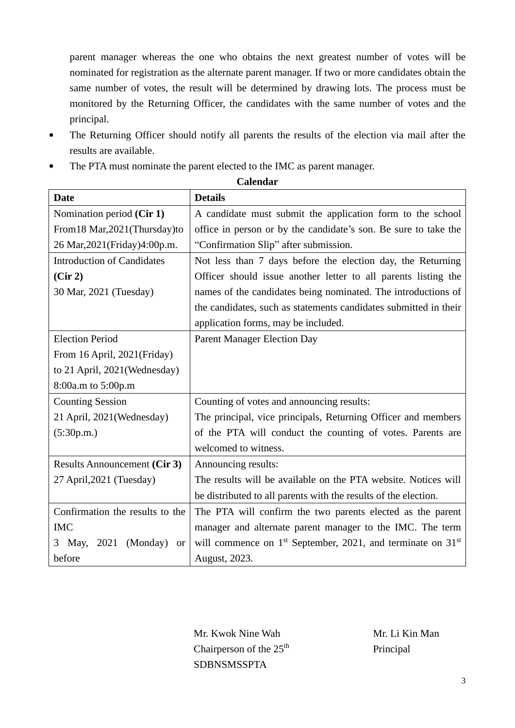parent manager whereas the one who obtains the next greatest number of votes will be nominated for registration as the alternate parent manager. If two or more candidates obtain the same number of votes, the result will be determined by drawing lots. The process must be monitored by the Returning Officer, the candidates with the same number of votes and the principal.

- The Returning Officer should notify all parents the results of the election via mail after the results are available.
- The PTA must nominate the parent elected to the IMC as parent manager.

**Calendar**

| **Date** | **Details** |
|---|---|
| Nomination period **(Cir 1)**<br>From18 Mar,2021(Thursday)to 26 Mar,2021(Friday)4:00p.m. | A candidate must submit the application form to the school office in person or by the candidate's son. Be sure to take the "Confirmation Slip" after submission. |
| Introduction of Candidates **(Cir 2)**<br>30 Mar, 2021 (Tuesday) | Not less than 7 days before the election day, the Returning Officer should issue another letter to all parents listing the names of the candidates being nominated. The introductions of the candidates, such as statements candidates submitted in their application forms, may be included. |
| Election Period<br>From 16 April, 2021(Friday) to 21 April, 2021(Wednesday) 8:00a.m to 5:00p.m | Parent Manager Election Day |
| Counting Session<br>21 April, 2021(Wednesday) (5:30p.m.) | Counting of votes and announcing results:<br>The principal, vice principals, Returning Officer and members of the PTA will conduct the counting of votes. Parents are welcomed to witness. |
| Results Announcement **(Cir 3)**<br>27 April,2021 (Tuesday) | Announcing results:<br>The results will be available on the PTA website. Notices will be distributed to all parents with the results of the election. |
| Confirmation the results to the IMC<br>3 May, 2021 (Monday) or before | The PTA will confirm the two parents elected as the parent manager and alternate parent manager to the IMC. The term will commence on 1st September, 2021, and terminate on 31st August, 2023. |

Mr. Kwok Nine Wah
Chairperson of the 25th SDBNSMSSPTA

Mr. Li Kin Man
Principal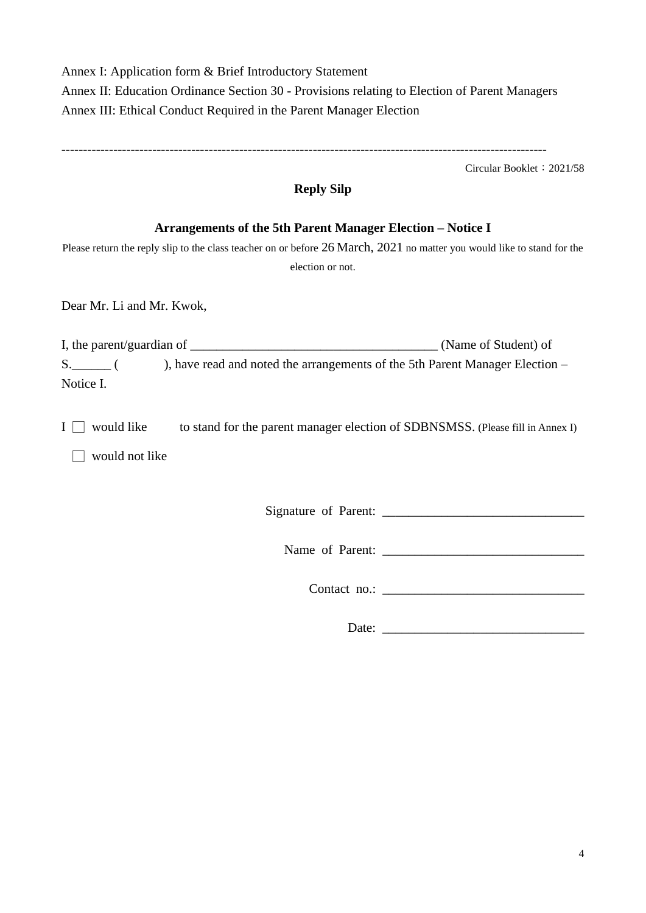Annex I: Application form & Brief Introductory Statement
Annex II: Education Ordinance Section 30 - Provisions relating to Election of Parent Managers
Annex III: Ethical Conduct Required in the Parent Manager Election

------------------------------------------------------------------------------------------------------------

Circular Booklet：2021/58

**Reply Silp**

**Arrangements of the 5th Parent Manager Election – Notice I**

Please return the reply slip to the class teacher on or before 26 March, 2021 no matter you would like to stand for the election or not.

Dear Mr. Li and Mr. Kwok,

I, the parent/guardian of ______________________________________ (Name of Student) of S.______ (            ), have read and noted the arrangements of the 5th Parent Manager Election – Notice I.

I ☐ would like to stand for the parent manager election of SDBNSMSS. (Please fill in Annex I)

☐ would not like

Signature of Parent: ______________________________

Name of Parent: ______________________________

Contact no.: ______________________________

Date: ______________________________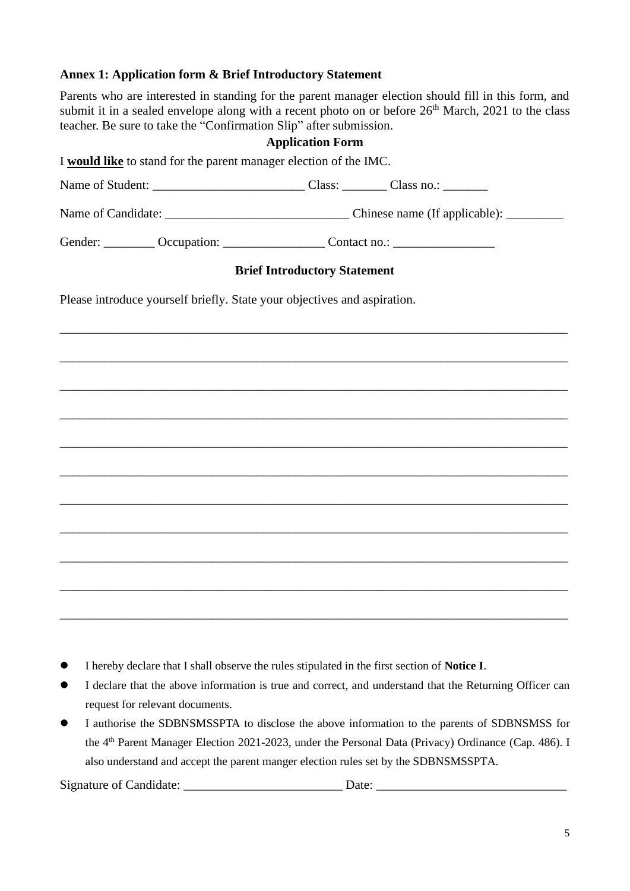**Annex 1: Application form & Brief Introductory Statement**

Parents who are interested in standing for the parent manager election should fill in this form, and submit it in a sealed envelope along with a recent photo on or before 26th March, 2021 to the class teacher. Be sure to take the "Confirmation Slip" after submission.

**Application Form**

I **would like** to stand for the parent manager election of the IMC.

Name of Student: ________________________ Class: _______ Class no.: _______

Name of Candidate: _____________________________ Chinese name (If applicable): _________

Gender: ________ Occupation: ________________ Contact no.: ________________

**Brief Introductory Statement**

Please introduce yourself briefly. State your objectives and aspiration.

_______________________________________________________________________________

_______________________________________________________________________________

_______________________________________________________________________________

_______________________________________________________________________________

_______________________________________________________________________________

_______________________________________________________________________________

_______________________________________________________________________________

_______________________________________________________________________________

_______________________________________________________________________________

_______________________________________________________________________________

_______________________________________________________________________________

- I hereby declare that I shall observe the rules stipulated in the first section of **Notice I**.
- I declare that the above information is true and correct, and understand that the Returning Officer can request for relevant documents.
- I authorise the SDBNSMSSPTA to disclose the above information to the parents of SDBNSMSS for the 4th Parent Manager Election 2021-2023, under the Personal Data (Privacy) Ordinance (Cap. 486). I also understand and accept the parent manger election rules set by the SDBNSMSSPTA.

Signature of Candidate: _________________________ Date: ______________________________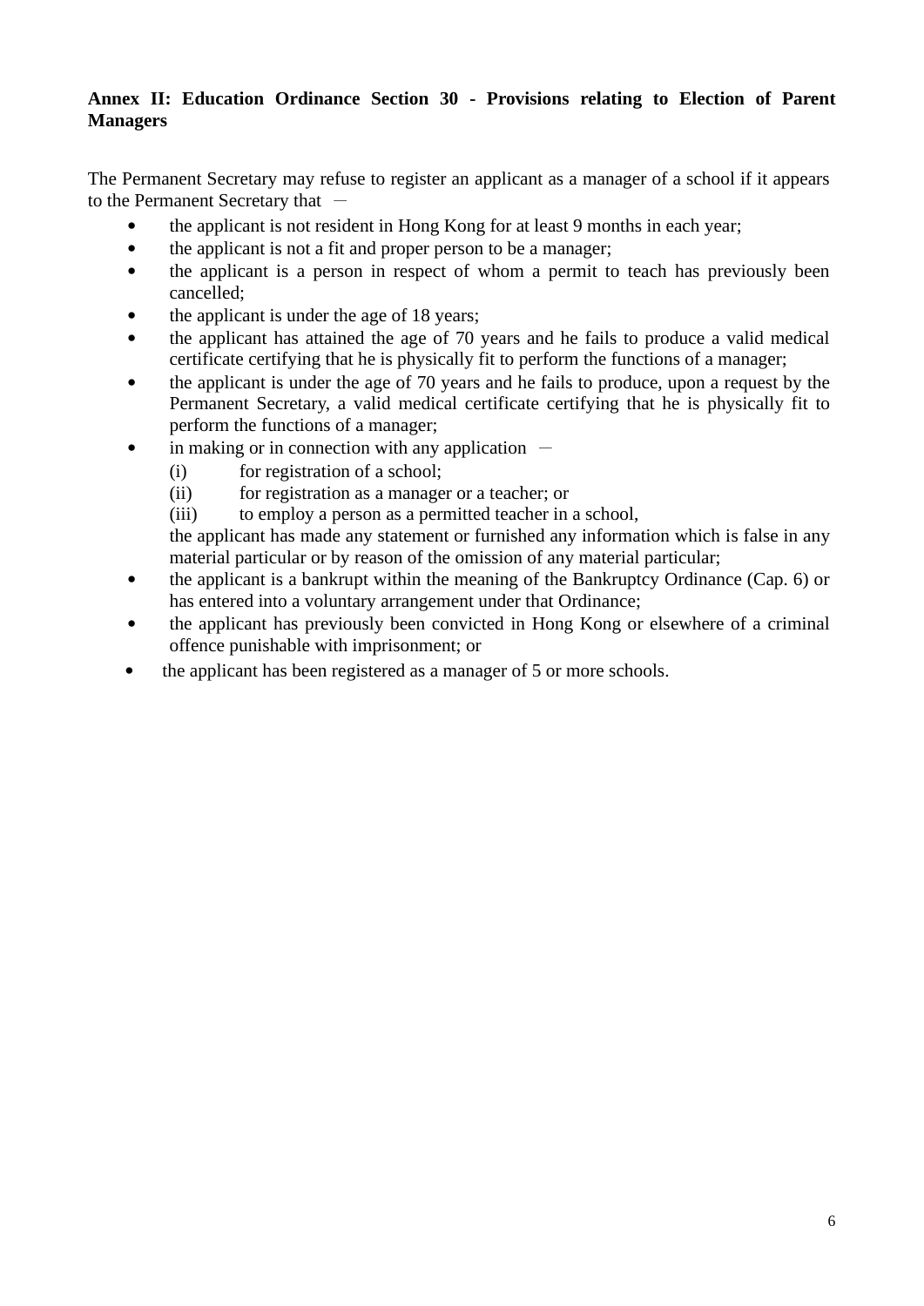**Annex II: Education Ordinance Section 30 - Provisions relating to Election of Parent Managers**

The Permanent Secretary may refuse to register an applicant as a manager of a school if it appears to the Permanent Secretary that —

- the applicant is not resident in Hong Kong for at least 9 months in each year;
- the applicant is not a fit and proper person to be a manager;
- the applicant is a person in respect of whom a permit to teach has previously been cancelled;
- the applicant is under the age of 18 years;
- the applicant has attained the age of 70 years and he fails to produce a valid medical certificate certifying that he is physically fit to perform the functions of a manager;
- the applicant is under the age of 70 years and he fails to produce, upon a request by the Permanent Secretary, a valid medical certificate certifying that he is physically fit to perform the functions of a manager;
- in making or in connection with any application —
  (i) for registration of a school;
  (ii) for registration as a manager or a teacher; or
  (iii) to employ a person as a permitted teacher in a school,
  
  the applicant has made any statement or furnished any information which is false in any material particular or by reason of the omission of any material particular;
- the applicant is a bankrupt within the meaning of the Bankruptcy Ordinance (Cap. 6) or has entered into a voluntary arrangement under that Ordinance;
- the applicant has previously been convicted in Hong Kong or elsewhere of a criminal offence punishable with imprisonment; or
- the applicant has been registered as a manager of 5 or more schools.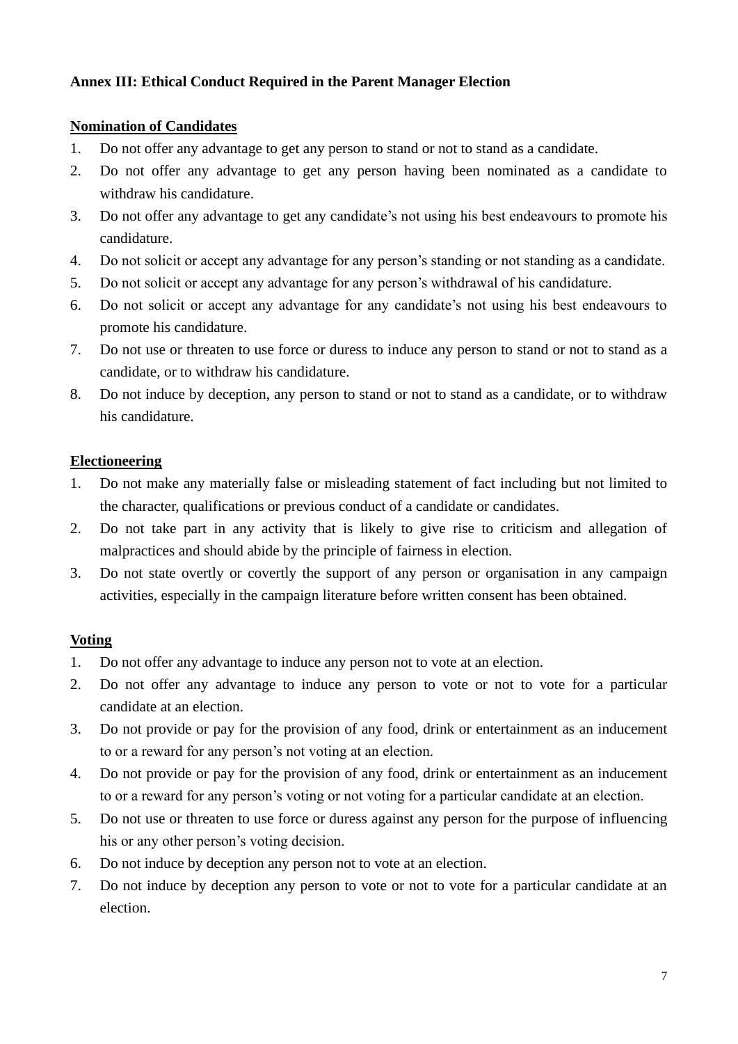**Annex III: Ethical Conduct Required in the Parent Manager Election**

**Nomination of Candidates**

1. Do not offer any advantage to get any person to stand or not to stand as a candidate.
2. Do not offer any advantage to get any person having been nominated as a candidate to withdraw his candidature.
3. Do not offer any advantage to get any candidate's not using his best endeavours to promote his candidature.
4. Do not solicit or accept any advantage for any person's standing or not standing as a candidate.
5. Do not solicit or accept any advantage for any person's withdrawal of his candidature.
6. Do not solicit or accept any advantage for any candidate's not using his best endeavours to promote his candidature.
7. Do not use or threaten to use force or duress to induce any person to stand or not to stand as a candidate, or to withdraw his candidature.
8. Do not induce by deception, any person to stand or not to stand as a candidate, or to withdraw his candidature.

**Electioneering**

1. Do not make any materially false or misleading statement of fact including but not limited to the character, qualifications or previous conduct of a candidate or candidates.
2. Do not take part in any activity that is likely to give rise to criticism and allegation of malpractices and should abide by the principle of fairness in election.
3. Do not state overtly or covertly the support of any person or organisation in any campaign activities, especially in the campaign literature before written consent has been obtained.

**Voting**

1. Do not offer any advantage to induce any person not to vote at an election.
2. Do not offer any advantage to induce any person to vote or not to vote for a particular candidate at an election.
3. Do not provide or pay for the provision of any food, drink or entertainment as an inducement to or a reward for any person's not voting at an election.
4. Do not provide or pay for the provision of any food, drink or entertainment as an inducement to or a reward for any person's voting or not voting for a particular candidate at an election.
5. Do not use or threaten to use force or duress against any person for the purpose of influencing his or any other person's voting decision.
6. Do not induce by deception any person not to vote at an election.
7. Do not induce by deception any person to vote or not to vote for a particular candidate at an election.